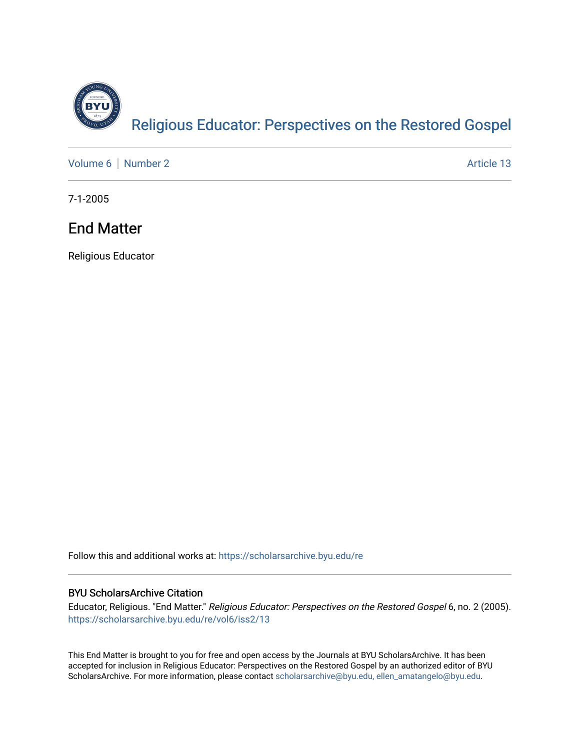# Religious Educator: Perspectives on the Restored Gospel

Volume 6 | Number 2 | Article 13

7-1-2005

## End Matter

Religious Educator

Follow this and additional works at: https://scholarsarchive.byu.edu/re

### BYU ScholarsArchive Citation

Educator, Religious. "End Matter." *Religious Educator: Perspectives on the Restored Gospel* 6, no. 2 (2005). https://scholarsarchive.byu.edu/re/vol6/iss2/13

This End Matter is brought to you for free and open access by the Journals at BYU ScholarsArchive. It has been accepted for inclusion in Religious Educator: Perspectives on the Restored Gospel by an authorized editor of BYU ScholarsArchive. For more information, please contact scholarsarchive@byu.edu, ellen_amatangelo@byu.edu.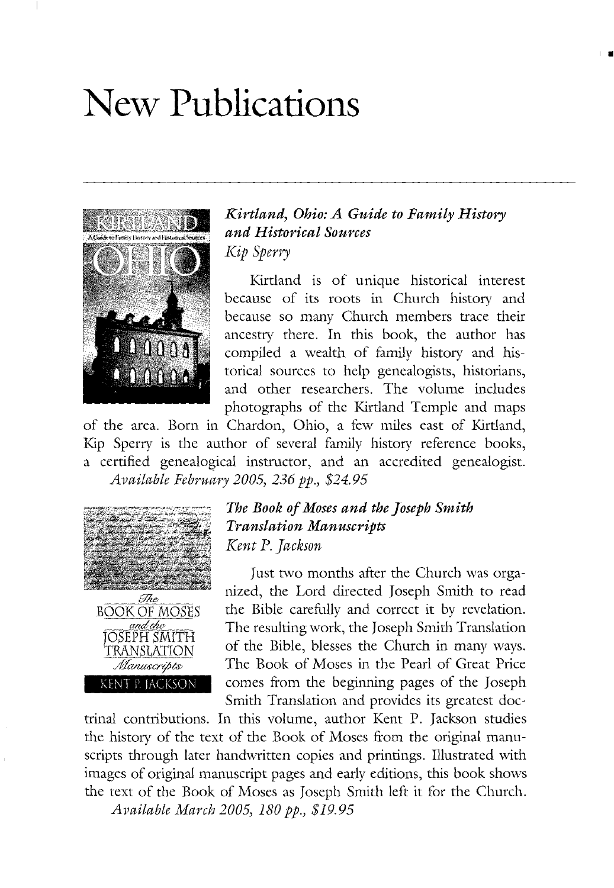# New Publications

### *Kirtland, Ohio: A Guide to Family History and Historical Sources*

*Kip Sperry*

Kirtland is of unique historical interest because of its roots in Church history and because so many Church members trace their ancestry there. In this book, the author has compiled a wealth of family history and historical sources to help genealogists, historians, and other researchers. The volume includes photographs of the Kirtland Temple and maps of the area. Born in Chardon, Ohio, a few miles east of Kirtland, Kip Sperry is the author of several family history reference books, a certified genealogical instructor, and an accredited genealogist.

*Available February 2005, 236 pp., $24.95*

### *The Book of Moses and the Joseph Smith Translation Manuscripts*

*Kent P. Jackson*

Just two months after the Church was organized, the Lord directed Joseph Smith to read the Bible carefully and correct it by revelation. The resulting work, the Joseph Smith Translation of the Bible, blesses the Church in many ways. The Book of Moses in the Pearl of Great Price comes from the beginning pages of the Joseph Smith Translation and provides its greatest doctrinal contributions. In this volume, author Kent P. Jackson studies the history of the text of the Book of Moses from the original manuscripts through later handwritten copies and printings. Illustrated with images of original manuscript pages and early editions, this book shows the text of the Book of Moses as Joseph Smith left it for the Church.

*Available March 2005, 180 pp., $19.95*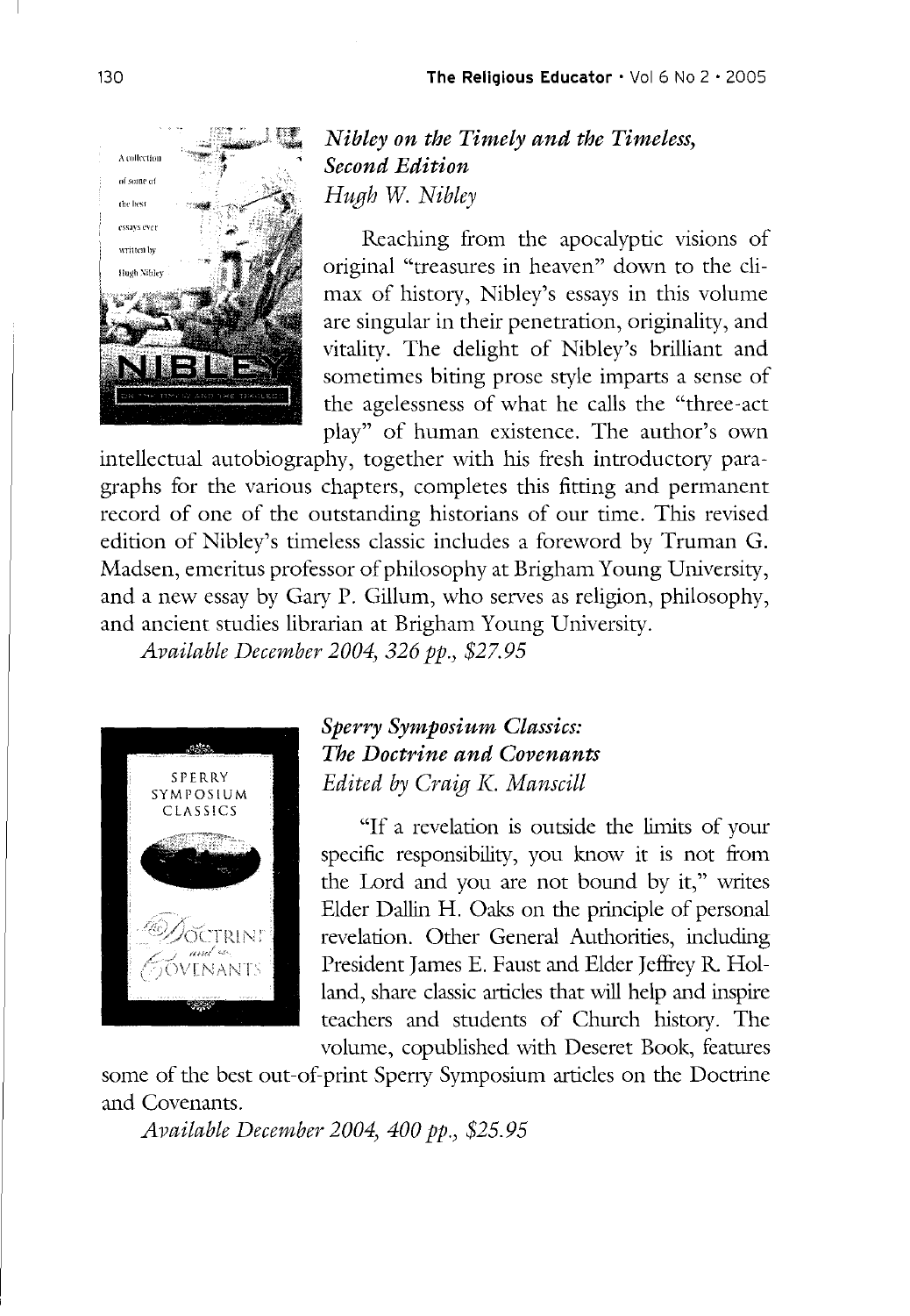### *Nibley on the Timely and the Timeless, Second Edition*
*Hugh W. Nibley*

Reaching from the apocalyptic visions of original "treasures in heaven" down to the climax of history, Nibley's essays in this volume are singular in their penetration, originality, and vitality. The delight of Nibley's brilliant and sometimes biting prose style imparts a sense of the agelessness of what he calls the "three-act play" of human existence. The author's own intellectual autobiography, together with his fresh introductory paragraphs for the various chapters, completes this fitting and permanent record of one of the outstanding historians of our time. This revised edition of Nibley's timeless classic includes a foreword by Truman G. Madsen, emeritus professor of philosophy at Brigham Young University, and a new essay by Gary P. Gillum, who serves as religion, philosophy, and ancient studies librarian at Brigham Young University.

*Available December 2004, 326 pp., $27.95*

### *Sperry Symposium Classics: The Doctrine and Covenants*
*Edited by Craig K. Manscill*

"If a revelation is outside the limits of your specific responsibility, you know it is not from the Lord and you are not bound by it," writes Elder Dallin H. Oaks on the principle of personal revelation. Other General Authorities, including President James E. Faust and Elder Jeffrey R. Holland, share classic articles that will help and inspire teachers and students of Church history. The volume, copublished with Deseret Book, features some of the best out-of-print Sperry Symposium articles on the Doctrine and Covenants.

*Available December 2004, 400 pp., $25.95*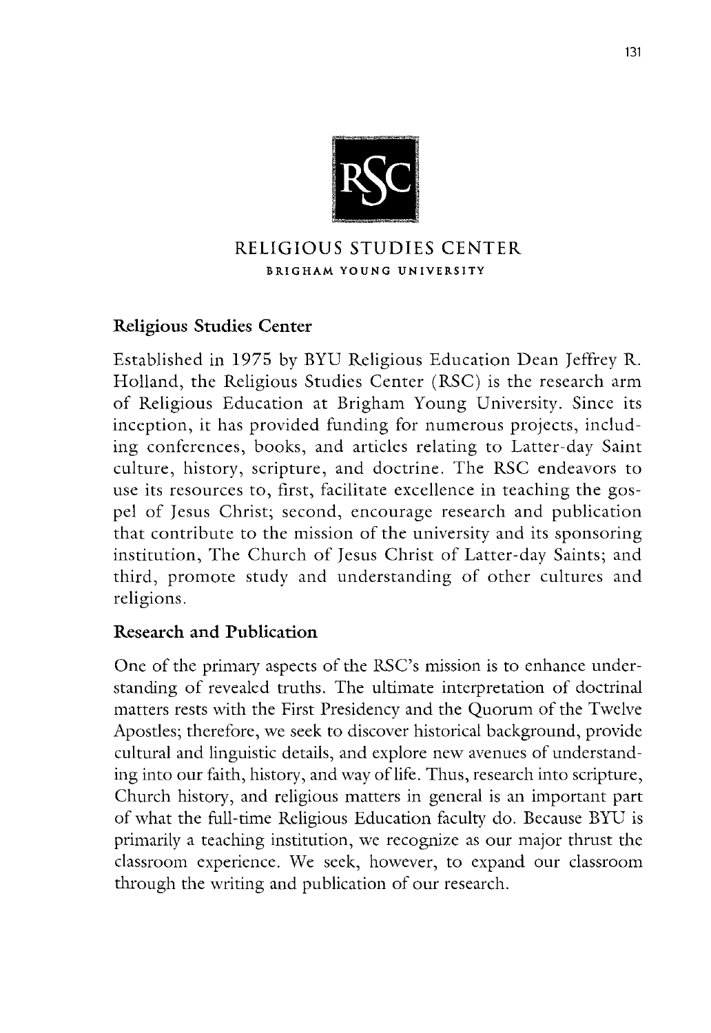RELIGIOUS STUDIES CENTER

BRIGHAM YOUNG UNIVERSITY

## Religious Studies Center

Established in 1975 by BYU Religious Education Dean Jeffrey R. Holland, the Religious Studies Center (RSC) is the research arm of Religious Education at Brigham Young University. Since its inception, it has provided funding for numerous projects, including conferences, books, and articles relating to Latter-day Saint culture, history, scripture, and doctrine. The RSC endeavors to use its resources to, first, facilitate excellence in teaching the gospel of Jesus Christ; second, encourage research and publication that contribute to the mission of the university and its sponsoring institution, The Church of Jesus Christ of Latter-day Saints; and third, promote study and understanding of other cultures and religions.

## Research and Publication

One of the primary aspects of the RSC's mission is to enhance understanding of revealed truths. The ultimate interpretation of doctrinal matters rests with the First Presidency and the Quorum of the Twelve Apostles; therefore, we seek to discover historical background, provide cultural and linguistic details, and explore new avenues of understanding into our faith, history, and way of life. Thus, research into scripture, Church history, and religious matters in general is an important part of what the full-time Religious Education faculty do. Because BYU is primarily a teaching institution, we recognize as our major thrust the classroom experience. We seek, however, to expand our classroom through the writing and publication of our research.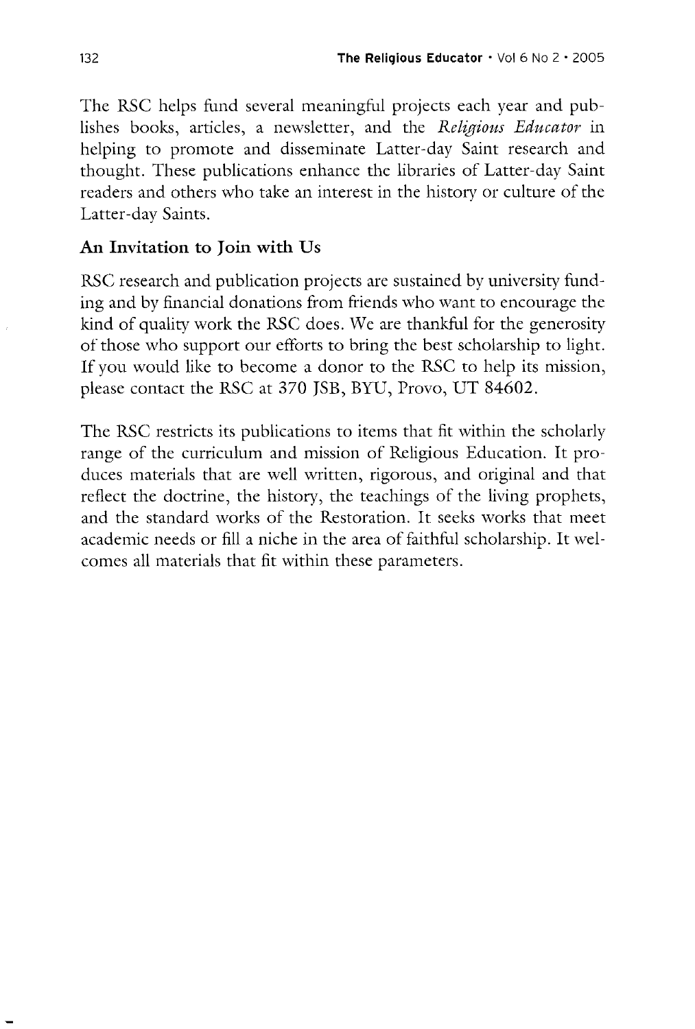The RSC helps fund several meaningful projects each year and publishes books, articles, a newsletter, and the *Religious Educator* in helping to promote and disseminate Latter-day Saint research and thought. These publications enhance the libraries of Latter-day Saint readers and others who take an interest in the history or culture of the Latter-day Saints.

### An Invitation to Join with Us

RSC research and publication projects are sustained by university funding and by financial donations from friends who want to encourage the kind of quality work the RSC does. We are thankful for the generosity of those who support our efforts to bring the best scholarship to light. If you would like to become a donor to the RSC to help its mission, please contact the RSC at 370 JSB, BYU, Provo, UT 84602.

The RSC restricts its publications to items that fit within the scholarly range of the curriculum and mission of Religious Education. It produces materials that are well written, rigorous, and original and that reflect the doctrine, the history, the teachings of the living prophets, and the standard works of the Restoration. It seeks works that meet academic needs or fill a niche in the area of faithful scholarship. It welcomes all materials that fit within these parameters.